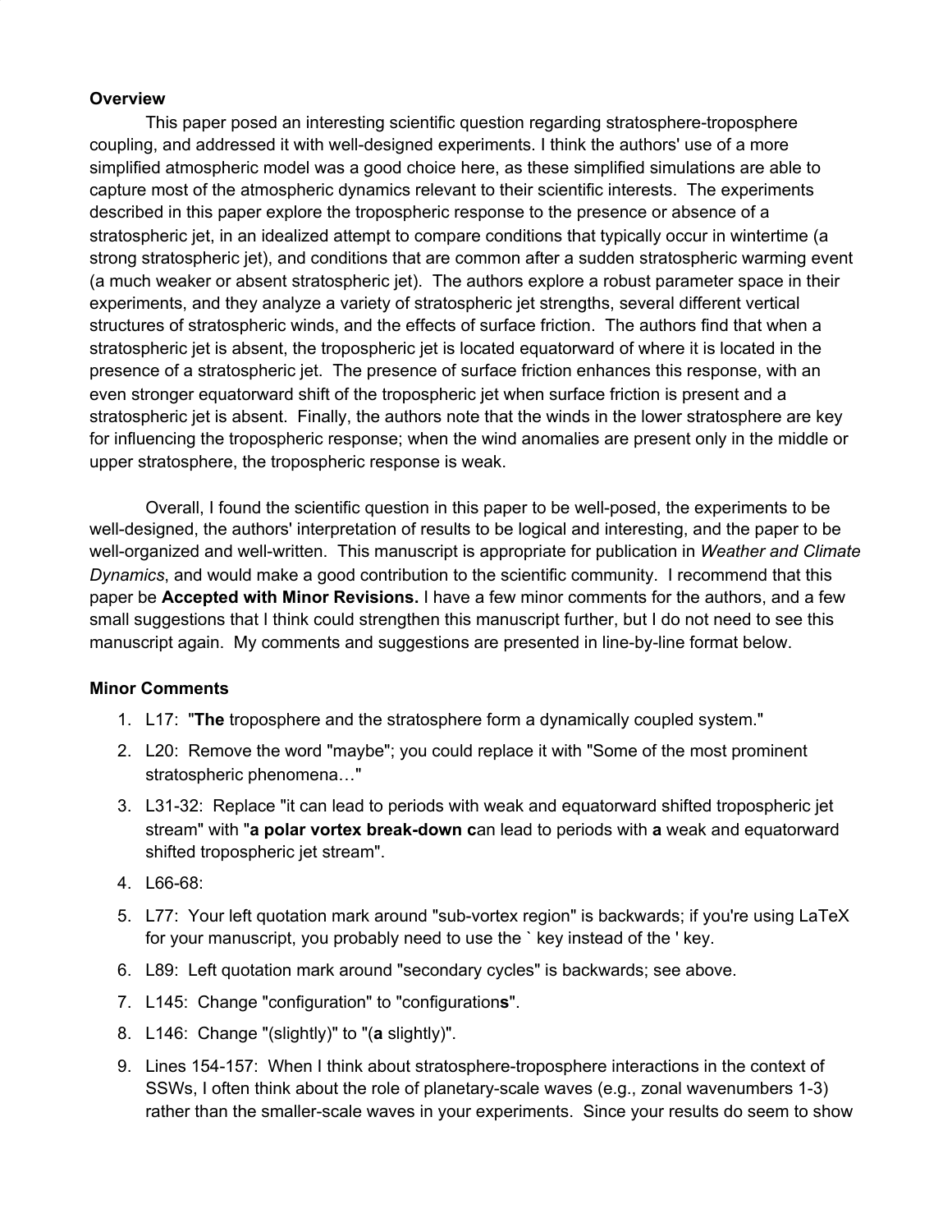**Overview**

This paper posed an interesting scientific question regarding stratosphere-troposphere coupling, and addressed it with well-designed experiments. I think the authors' use of a more simplified atmospheric model was a good choice here, as these simplified simulations are able to capture most of the atmospheric dynamics relevant to their scientific interests. The experiments described in this paper explore the tropospheric response to the presence or absence of a stratospheric jet, in an idealized attempt to compare conditions that typically occur in wintertime (a strong stratospheric jet), and conditions that are common after a sudden stratospheric warming event (a much weaker or absent stratospheric jet). The authors explore a robust parameter space in their experiments, and they analyze a variety of stratospheric jet strengths, several different vertical structures of stratospheric winds, and the effects of surface friction. The authors find that when a stratospheric jet is absent, the tropospheric jet is located equatorward of where it is located in the presence of a stratospheric jet. The presence of surface friction enhances this response, with an even stronger equatorward shift of the tropospheric jet when surface friction is present and a stratospheric jet is absent. Finally, the authors note that the winds in the lower stratosphere are key for influencing the tropospheric response; when the wind anomalies are present only in the middle or upper stratosphere, the tropospheric response is weak.

Overall, I found the scientific question in this paper to be well-posed, the experiments to be well-designed, the authors' interpretation of results to be logical and interesting, and the paper to be well-organized and well-written. This manuscript is appropriate for publication in *Weather and Climate Dynamics*, and would make a good contribution to the scientific community. I recommend that this paper be **Accepted with Minor Revisions.** I have a few minor comments for the authors, and a few small suggestions that I think could strengthen this manuscript further, but I do not need to see this manuscript again. My comments and suggestions are presented in line-by-line format below.

**Minor Comments**

1. L17: "**The** troposphere and the stratosphere form a dynamically coupled system."
2. L20: Remove the word "maybe"; you could replace it with "Some of the most prominent stratospheric phenomena…"
3. L31-32: Replace "it can lead to periods with weak and equatorward shifted tropospheric jet stream" with "**a polar vortex break-down c**an lead to periods with **a** weak and equatorward shifted tropospheric jet stream".
4. L66-68:
5. L77: Your left quotation mark around "sub-vortex region" is backwards; if you're using LaTeX for your manuscript, you probably need to use the ` key instead of the ' key.
6. L89: Left quotation mark around "secondary cycles" is backwards; see above.
7. L145: Change "configuration" to "configuration**s**".
8. L146: Change "(slightly)" to "(**a** slightly)".
9. Lines 154-157: When I think about stratosphere-troposphere interactions in the context of SSWs, I often think about the role of planetary-scale waves (e.g., zonal wavenumbers 1-3) rather than the smaller-scale waves in your experiments. Since your results do seem to show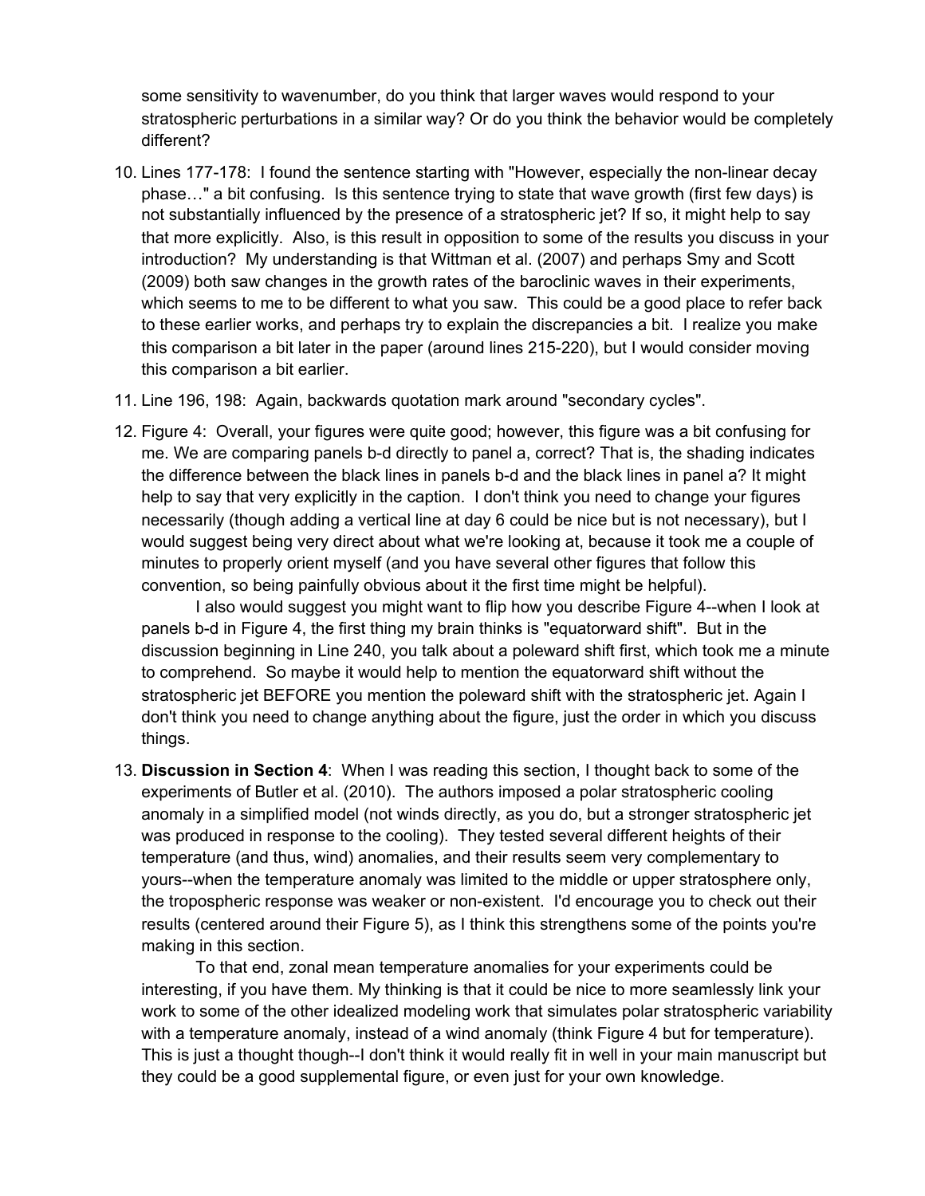some sensitivity to wavenumber, do you think that larger waves would respond to your stratospheric perturbations in a similar way? Or do you think the behavior would be completely different?

10. Lines 177-178: I found the sentence starting with "However, especially the non-linear decay phase…" a bit confusing. Is this sentence trying to state that wave growth (first few days) is not substantially influenced by the presence of a stratospheric jet? If so, it might help to say that more explicitly. Also, is this result in opposition to some of the results you discuss in your introduction? My understanding is that Wittman et al. (2007) and perhaps Smy and Scott (2009) both saw changes in the growth rates of the baroclinic waves in their experiments, which seems to me to be different to what you saw. This could be a good place to refer back to these earlier works, and perhaps try to explain the discrepancies a bit. I realize you make this comparison a bit later in the paper (around lines 215-220), but I would consider moving this comparison a bit earlier.

11. Line 196, 198: Again, backwards quotation mark around "secondary cycles".

12. Figure 4: Overall, your figures were quite good; however, this figure was a bit confusing for me. We are comparing panels b-d directly to panel a, correct? That is, the shading indicates the difference between the black lines in panels b-d and the black lines in panel a? It might help to say that very explicitly in the caption. I don't think you need to change your figures necessarily (though adding a vertical line at day 6 could be nice but is not necessary), but I would suggest being very direct about what we're looking at, because it took me a couple of minutes to properly orient myself (and you have several other figures that follow this convention, so being painfully obvious about it the first time might be helpful).

    I also would suggest you might want to flip how you describe Figure 4--when I look at panels b-d in Figure 4, the first thing my brain thinks is "equatorward shift". But in the discussion beginning in Line 240, you talk about a poleward shift first, which took me a minute to comprehend. So maybe it would help to mention the equatorward shift without the stratospheric jet BEFORE you mention the poleward shift with the stratospheric jet. Again I don't think you need to change anything about the figure, just the order in which you discuss things.

13. **Discussion in Section 4**: When I was reading this section, I thought back to some of the experiments of Butler et al. (2010). The authors imposed a polar stratospheric cooling anomaly in a simplified model (not winds directly, as you do, but a stronger stratospheric jet was produced in response to the cooling). They tested several different heights of their temperature (and thus, wind) anomalies, and their results seem very complementary to yours--when the temperature anomaly was limited to the middle or upper stratosphere only, the tropospheric response was weaker or non-existent. I'd encourage you to check out their results (centered around their Figure 5), as I think this strengthens some of the points you're making in this section.

    To that end, zonal mean temperature anomalies for your experiments could be interesting, if you have them. My thinking is that it could be nice to more seamlessly link your work to some of the other idealized modeling work that simulates polar stratospheric variability with a temperature anomaly, instead of a wind anomaly (think Figure 4 but for temperature). This is just a thought though--I don't think it would really fit in well in your main manuscript but they could be a good supplemental figure, or even just for your own knowledge.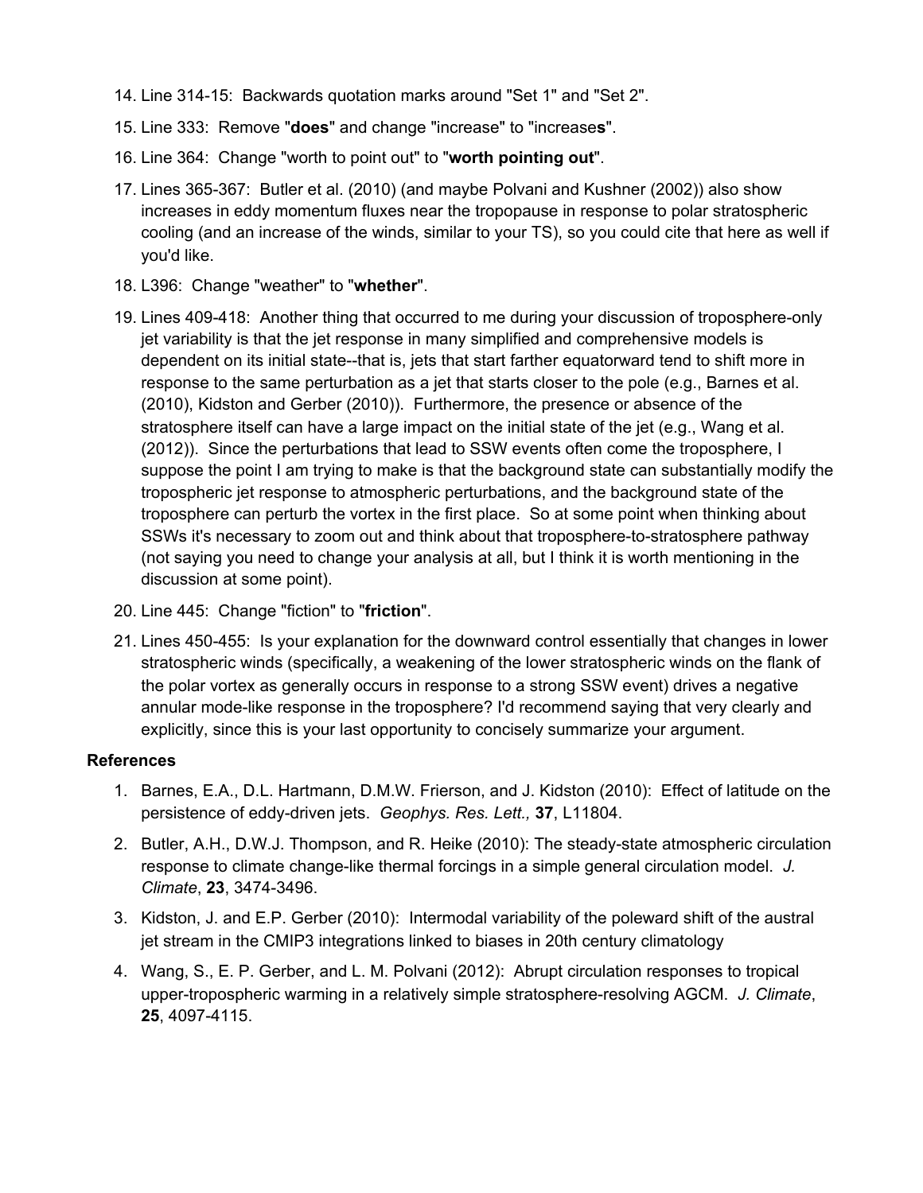14. Line 314-15: Backwards quotation marks around "Set 1" and "Set 2".
15. Line 333: Remove "**does**" and change "increase" to "increase**s**".
16. Line 364: Change "worth to point out" to "**worth pointing out**".
17. Lines 365-367: Butler et al. (2010) (and maybe Polvani and Kushner (2002)) also show increases in eddy momentum fluxes near the tropopause in response to polar stratospheric cooling (and an increase of the winds, similar to your TS), so you could cite that here as well if you'd like.
18. L396: Change "weather" to "**whether**".
19. Lines 409-418: Another thing that occurred to me during your discussion of troposphere-only jet variability is that the jet response in many simplified and comprehensive models is dependent on its initial state--that is, jets that start farther equatorward tend to shift more in response to the same perturbation as a jet that starts closer to the pole (e.g., Barnes et al. (2010), Kidston and Gerber (2010)). Furthermore, the presence or absence of the stratosphere itself can have a large impact on the initial state of the jet (e.g., Wang et al. (2012)). Since the perturbations that lead to SSW events often come the troposphere, I suppose the point I am trying to make is that the background state can substantially modify the tropospheric jet response to atmospheric perturbations, and the background state of the troposphere can perturb the vortex in the first place. So at some point when thinking about SSWs it's necessary to zoom out and think about that troposphere-to-stratosphere pathway (not saying you need to change your analysis at all, but I think it is worth mentioning in the discussion at some point).
20. Line 445: Change "fiction" to "**friction**".
21. Lines 450-455: Is your explanation for the downward control essentially that changes in lower stratospheric winds (specifically, a weakening of the lower stratospheric winds on the flank of the polar vortex as generally occurs in response to a strong SSW event) drives a negative annular mode-like response in the troposphere? I'd recommend saying that very clearly and explicitly, since this is your last opportunity to concisely summarize your argument.

**References**

1. Barnes, E.A., D.L. Hartmann, D.M.W. Frierson, and J. Kidston (2010): Effect of latitude on the persistence of eddy-driven jets. *Geophys. Res. Lett.,* **37**, L11804.
2. Butler, A.H., D.W.J. Thompson, and R. Heike (2010): The steady-state atmospheric circulation response to climate change-like thermal forcings in a simple general circulation model. *J. Climate*, **23**, 3474-3496.
3. Kidston, J. and E.P. Gerber (2010): Intermodal variability of the poleward shift of the austral jet stream in the CMIP3 integrations linked to biases in 20th century climatology
4. Wang, S., E. P. Gerber, and L. M. Polvani (2012): Abrupt circulation responses to tropical upper-tropospheric warming in a relatively simple stratosphere-resolving AGCM. *J. Climate*, **25**, 4097-4115.